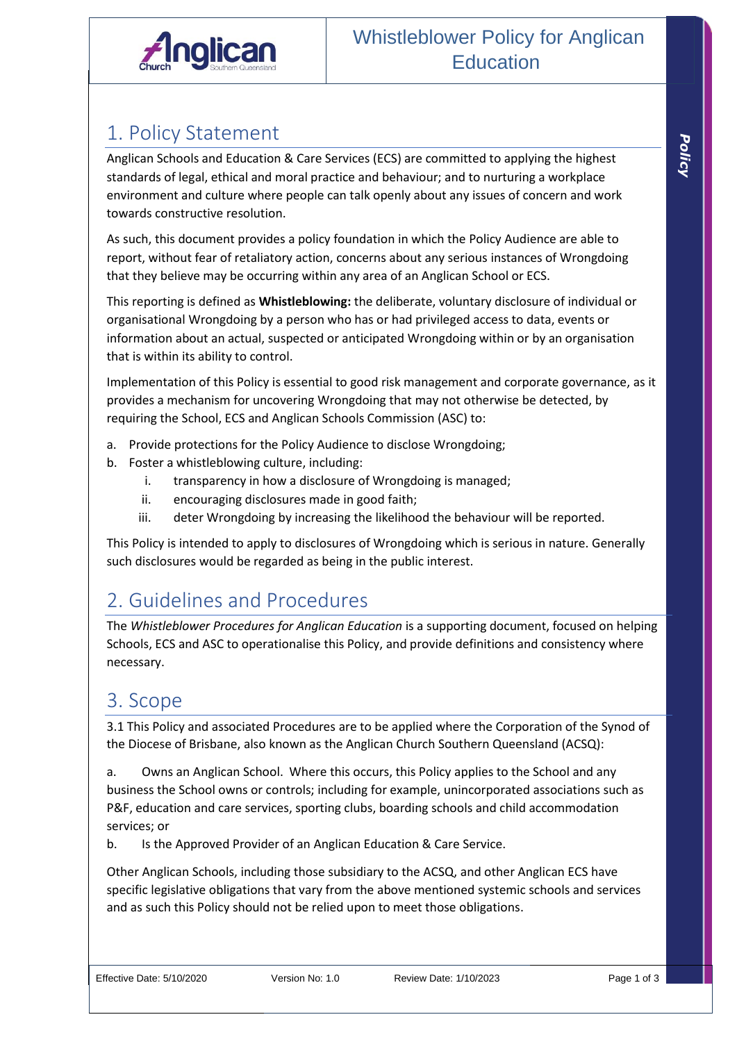# Whistleblower Policy for Anglican Education

## 1. Policy Statement

Anglican Schools and Education & Care Services (ECS) are committed to applying the highest standards of legal, ethical and moral practice and behaviour; and to nurturing a workplace environment and culture where people can talk openly about any issues of concern and work towards constructive resolution.

As such, this document provides a policy foundation in which the Policy Audience are able to report, without fear of retaliatory action, concerns about any serious instances of Wrongdoing that they believe may be occurring within any area of an Anglican School or ECS.

This reporting is defined as **Whistleblowing:** the deliberate, voluntary disclosure of individual or organisational Wrongdoing by a person who has or had privileged access to data, events or information about an actual, suspected or anticipated Wrongdoing within or by an organisation that is within its ability to control.

Implementation of this Policy is essential to good risk management and corporate governance, as it provides a mechanism for uncovering Wrongdoing that may not otherwise be detected, by requiring the School, ECS and Anglican Schools Commission (ASC) to:

a. Provide protections for the Policy Audience to disclose Wrongdoing;
b. Foster a whistleblowing culture, including:
   i. transparency in how a disclosure of Wrongdoing is managed;
   ii. encouraging disclosures made in good faith;
   iii. deter Wrongdoing by increasing the likelihood the behaviour will be reported.

This Policy is intended to apply to disclosures of Wrongdoing which is serious in nature. Generally such disclosures would be regarded as being in the public interest.

## 2. Guidelines and Procedures

The *Whistleblower Procedures for Anglican Education* is a supporting document, focused on helping Schools, ECS and ASC to operationalise this Policy, and provide definitions and consistency where necessary.

## 3. Scope

3.1 This Policy and associated Procedures are to be applied where the Corporation of the Synod of the Diocese of Brisbane, also known as the Anglican Church Southern Queensland (ACSQ):

a. Owns an Anglican School. Where this occurs, this Policy applies to the School and any business the School owns or controls; including for example, unincorporated associations such as P&F, education and care services, sporting clubs, boarding schools and child accommodation services; or

b. Is the Approved Provider of an Anglican Education & Care Service.

Other Anglican Schools, including those subsidiary to the ACSQ, and other Anglican ECS have specific legislative obligations that vary from the above mentioned systemic schools and services and as such this Policy should not be relied upon to meet those obligations.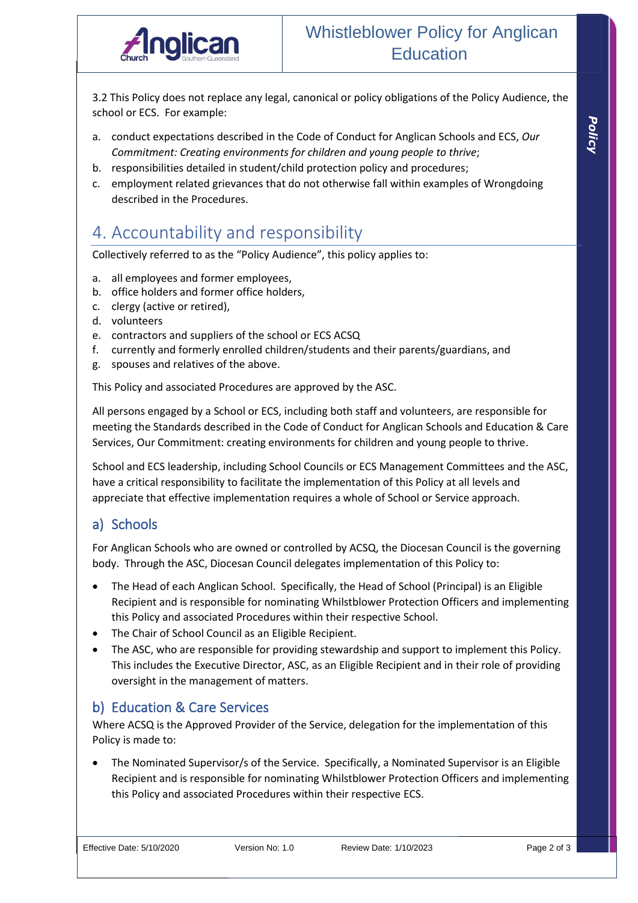3.2 This Policy does not replace any legal, canonical or policy obligations of the Policy Audience, the school or ECS. For example:

a. conduct expectations described in the Code of Conduct for Anglican Schools and ECS, *Our Commitment: Creating environments for children and young people to thrive*;
b. responsibilities detailed in student/child protection policy and procedures;
c. employment related grievances that do not otherwise fall within examples of Wrongdoing described in the Procedures.

# 4. Accountability and responsibility

Collectively referred to as the "Policy Audience", this policy applies to:

a. all employees and former employees,
b. office holders and former office holders,
c. clergy (active or retired),
d. volunteers
e. contractors and suppliers of the school or ECS ACSQ
f. currently and formerly enrolled children/students and their parents/guardians, and
g. spouses and relatives of the above.

This Policy and associated Procedures are approved by the ASC.

All persons engaged by a School or ECS, including both staff and volunteers, are responsible for meeting the Standards described in the Code of Conduct for Anglican Schools and Education & Care Services, Our Commitment: creating environments for children and young people to thrive.

School and ECS leadership, including School Councils or ECS Management Committees and the ASC, have a critical responsibility to facilitate the implementation of this Policy at all levels and appreciate that effective implementation requires a whole of School or Service approach.

## a) Schools

For Anglican Schools who are owned or controlled by ACSQ, the Diocesan Council is the governing body. Through the ASC, Diocesan Council delegates implementation of this Policy to:

- The Head of each Anglican School. Specifically, the Head of School (Principal) is an Eligible Recipient and is responsible for nominating Whilstblower Protection Officers and implementing this Policy and associated Procedures within their respective School.
- The Chair of School Council as an Eligible Recipient.
- The ASC, who are responsible for providing stewardship and support to implement this Policy. This includes the Executive Director, ASC, as an Eligible Recipient and in their role of providing oversight in the management of matters.

## b) Education & Care Services

Where ACSQ is the Approved Provider of the Service, delegation for the implementation of this Policy is made to:

- The Nominated Supervisor/s of the Service. Specifically, a Nominated Supervisor is an Eligible Recipient and is responsible for nominating Whilstblower Protection Officers and implementing this Policy and associated Procedures within their respective ECS.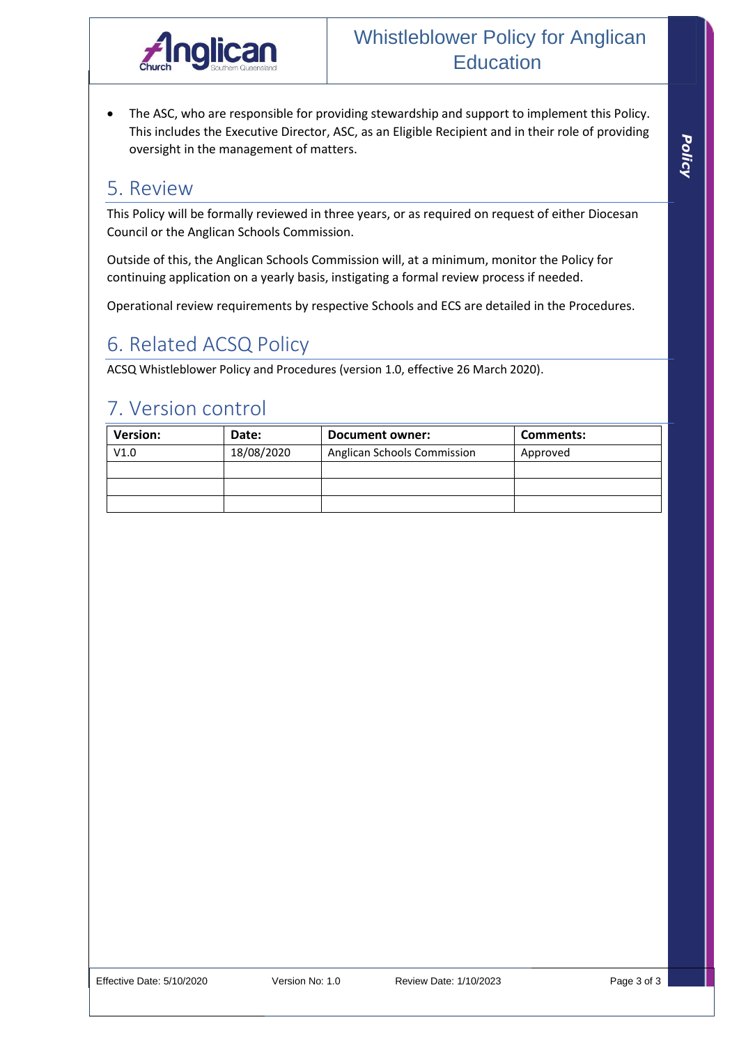- The ASC, who are responsible for providing stewardship and support to implement this Policy. This includes the Executive Director, ASC, as an Eligible Recipient and in their role of providing oversight in the management of matters.

## 5. Review

This Policy will be formally reviewed in three years, or as required on request of either Diocesan Council or the Anglican Schools Commission.

Outside of this, the Anglican Schools Commission will, at a minimum, monitor the Policy for continuing application on a yearly basis, instigating a formal review process if needed.

Operational review requirements by respective Schools and ECS are detailed in the Procedures.

## 6. Related ACSQ Policy

ACSQ Whistleblower Policy and Procedures (version 1.0, effective 26 March 2020).

## 7. Version control

| Version: | Date: | Document owner: | Comments: |
|---|---|---|---|
| V1.0 | 18/08/2020 | Anglican Schools Commission | Approved |
| | | | |
| | | | |
| | | | |